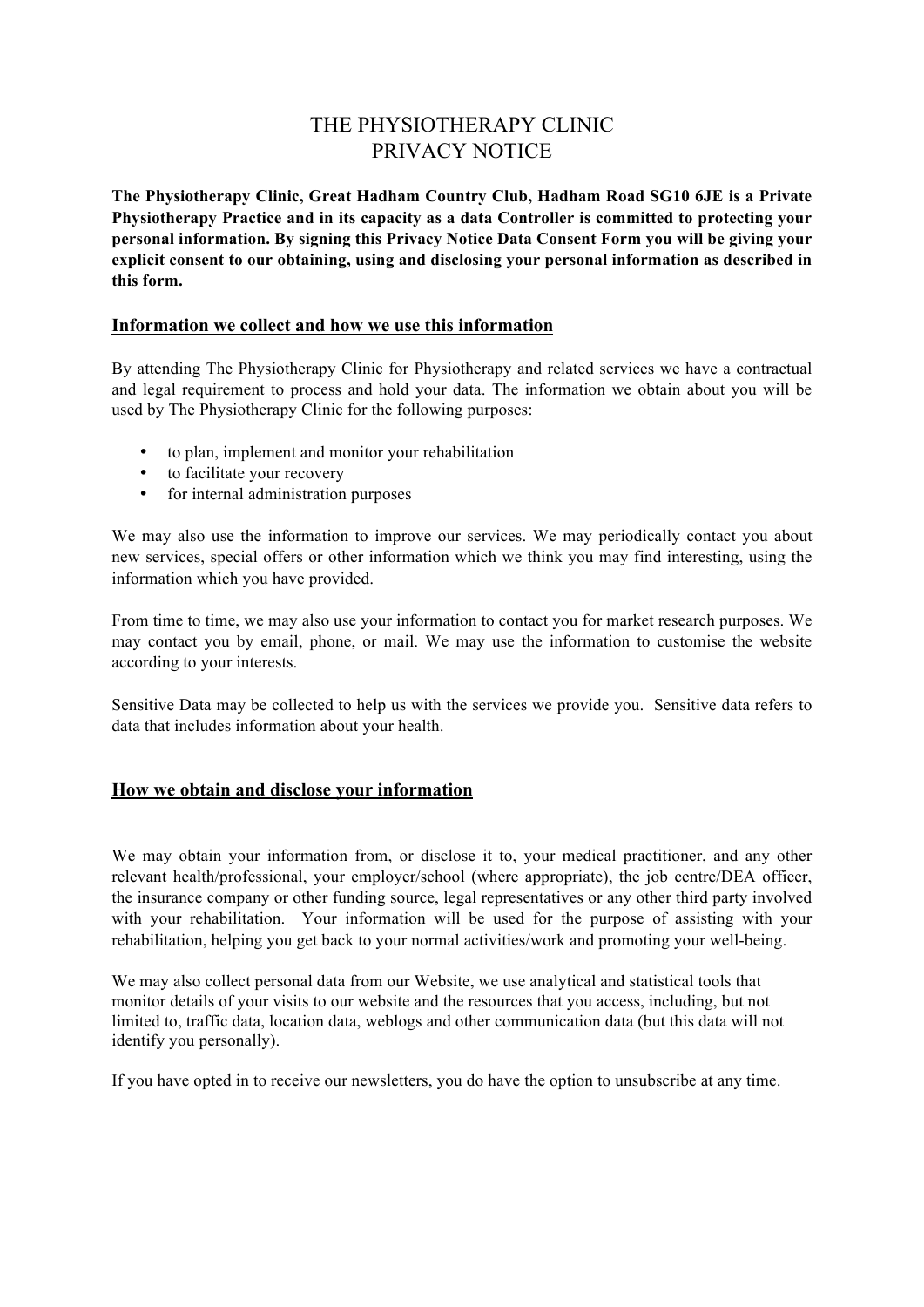# THE PHYSIOTHERAPY CLINIC
# PRIVACY NOTICE

**The Physiotherapy Clinic, Great Hadham Country Club, Hadham Road SG10 6JE is a Private Physiotherapy Practice and in its capacity as a data Controller is committed to protecting your personal information. By signing this Privacy Notice Data Consent Form you will be giving your explicit consent to our obtaining, using and disclosing your personal information as described in this form.**

## Information we collect and how we use this information

By attending The Physiotherapy Clinic for Physiotherapy and related services we have a contractual and legal requirement to process and hold your data. The information we obtain about you will be used by The Physiotherapy Clinic for the following purposes:

- to plan, implement and monitor your rehabilitation
- to facilitate your recovery
- for internal administration purposes

We may also use the information to improve our services. We may periodically contact you about new services, special offers or other information which we think you may find interesting, using the information which you have provided.

From time to time, we may also use your information to contact you for market research purposes. We may contact you by email, phone, or mail. We may use the information to customise the website according to your interests.

Sensitive Data may be collected to help us with the services we provide you. Sensitive data refers to data that includes information about your health.

## How we obtain and disclose your information

We may obtain your information from, or disclose it to, your medical practitioner, and any other relevant health/professional, your employer/school (where appropriate), the job centre/DEA officer, the insurance company or other funding source, legal representatives or any other third party involved with your rehabilitation. Your information will be used for the purpose of assisting with your rehabilitation, helping you get back to your normal activities/work and promoting your well-being.

We may also collect personal data from our Website, we use analytical and statistical tools that monitor details of your visits to our website and the resources that you access, including, but not limited to, traffic data, location data, weblogs and other communication data (but this data will not identify you personally).

If you have opted in to receive our newsletters, you do have the option to unsubscribe at any time.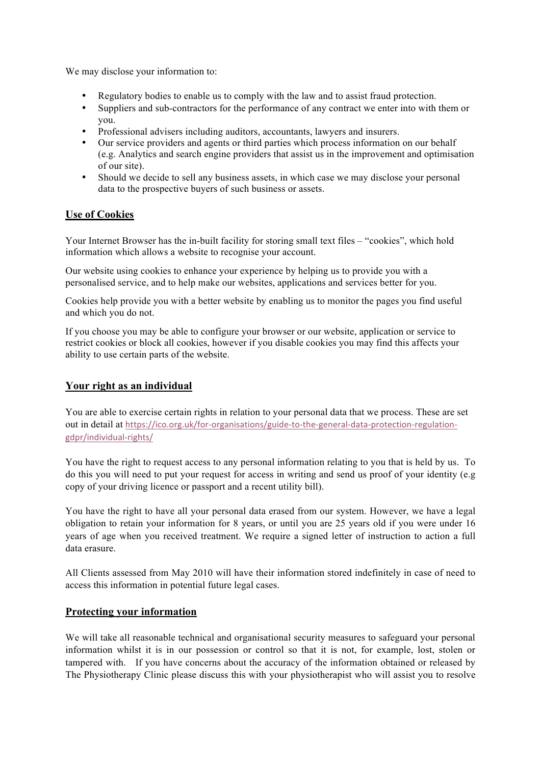We may disclose your information to:

- Regulatory bodies to enable us to comply with the law and to assist fraud protection.
- Suppliers and sub-contractors for the performance of any contract we enter into with them or you.
- Professional advisers including auditors, accountants, lawyers and insurers.
- Our service providers and agents or third parties which process information on our behalf (e.g. Analytics and search engine providers that assist us in the improvement and optimisation of our site).
- Should we decide to sell any business assets, in which case we may disclose your personal data to the prospective buyers of such business or assets.

## Use of Cookies

Your Internet Browser has the in-built facility for storing small text files – "cookies", which hold information which allows a website to recognise your account.

Our website using cookies to enhance your experience by helping us to provide you with a personalised service, and to help make our websites, applications and services better for you.

Cookies help provide you with a better website by enabling us to monitor the pages you find useful and which you do not.

If you choose you may be able to configure your browser or our website, application or service to restrict cookies or block all cookies, however if you disable cookies you may find this affects your ability to use certain parts of the website.

## Your right as an individual

You are able to exercise certain rights in relation to your personal data that we process. These are set out in detail at https://ico.org.uk/for-organisations/guide-to-the-general-data-protection-regulation-gdpr/individual-rights/

You have the right to request access to any personal information relating to you that is held by us. To do this you will need to put your request for access in writing and send us proof of your identity (e.g copy of your driving licence or passport and a recent utility bill).

You have the right to have all your personal data erased from our system. However, we have a legal obligation to retain your information for 8 years, or until you are 25 years old if you were under 16 years of age when you received treatment. We require a signed letter of instruction to action a full data erasure.

All Clients assessed from May 2010 will have their information stored indefinitely in case of need to access this information in potential future legal cases.

## Protecting your information

We will take all reasonable technical and organisational security measures to safeguard your personal information whilst it is in our possession or control so that it is not, for example, lost, stolen or tampered with. If you have concerns about the accuracy of the information obtained or released by The Physiotherapy Clinic please discuss this with your physiotherapist who will assist you to resolve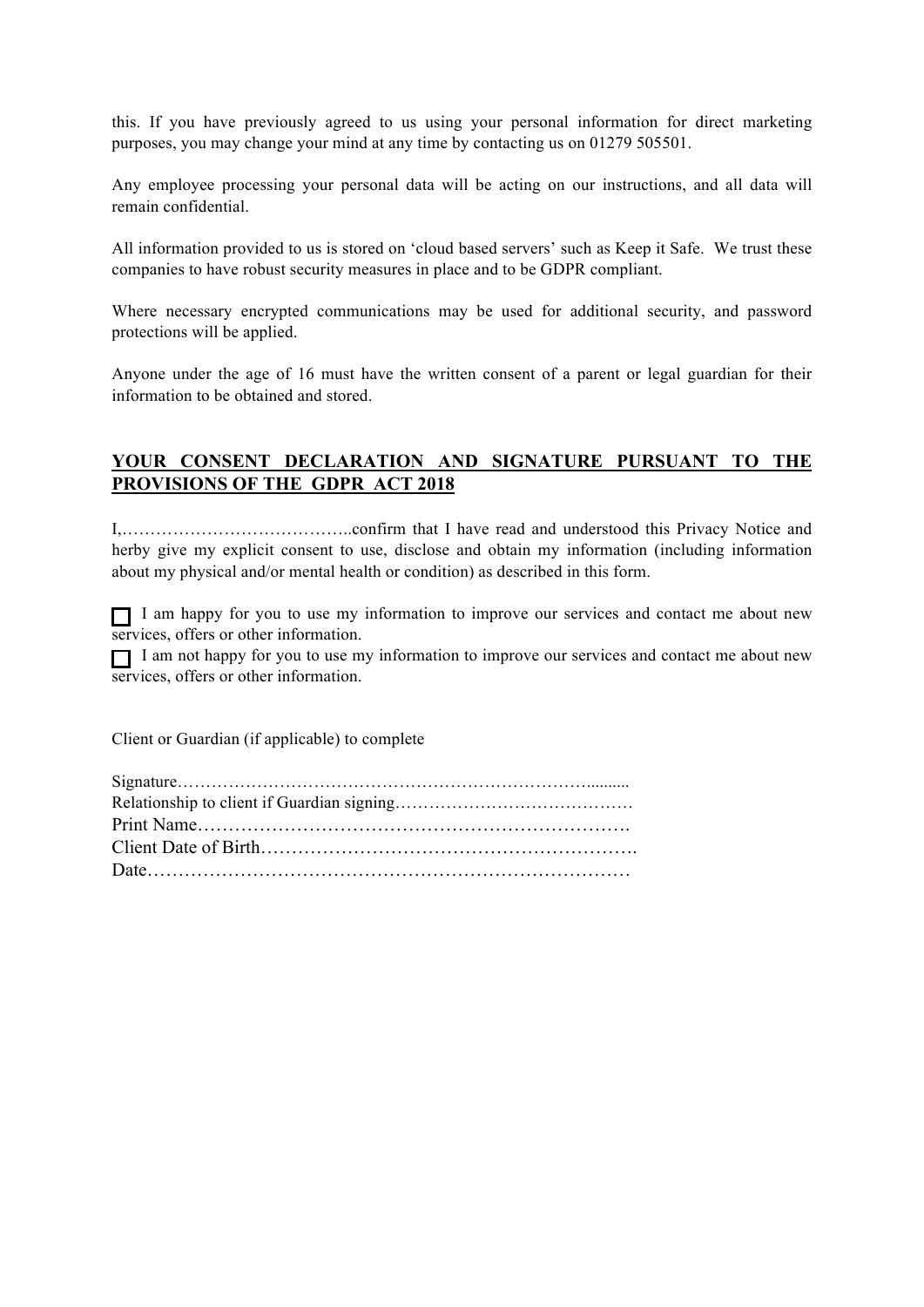this. If you have previously agreed to us using your personal information for direct marketing purposes, you may change your mind at any time by contacting us on 01279 505501.

Any employee processing your personal data will be acting on our instructions, and all data will remain confidential.

All information provided to us is stored on 'cloud based servers' such as Keep it Safe. We trust these companies to have robust security measures in place and to be GDPR compliant.

Where necessary encrypted communications may be used for additional security, and password protections will be applied.

Anyone under the age of 16 must have the written consent of a parent or legal guardian for their information to be obtained and stored.

## YOUR CONSENT DECLARATION AND SIGNATURE PURSUANT TO THE PROVISIONS OF THE GDPR ACT 2018

I,…………………………………..confirm that I have read and understood this Privacy Notice and herby give my explicit consent to use, disclose and obtain my information (including information about my physical and/or mental health or condition) as described in this form.

☐ I am happy for you to use my information to improve our services and contact me about new services, offers or other information.

☐ I am not happy for you to use my information to improve our services and contact me about new services, offers or other information.

Client or Guardian (if applicable) to complete

Signature…………………………………………………………………..........

Relationship to client if Guardian signing……………………………………

Print Name…………………………………………………………….

Client Date of Birth…………………………………………………….

Date……………………………………………………………………